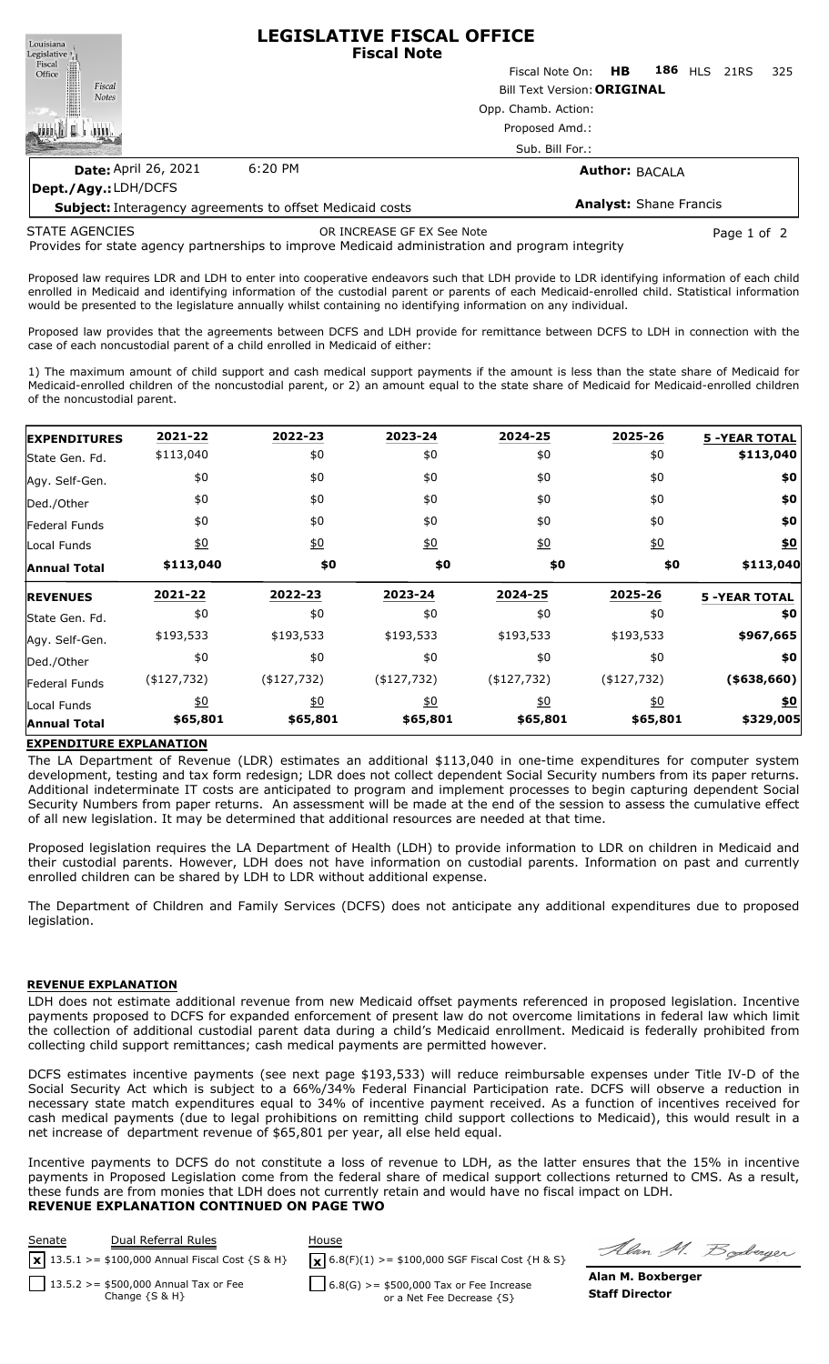# LEGISLATIVE FISCAL OFFICE

## Fiscal Note

Fiscal Note On: **HB 186** HLS 21RS 325

Bill Text Version: **ORIGINAL**

Opp. Chamb. Action:

Proposed Amd.:

Sub. Bill For.:

**Date:** April 26, 2021 6:20 PM

**Author:** BACALA

**Dept./Agy.:** LDH/DCFS

**Subject:** Interagency agreements to offset Medicaid costs

**Analyst:** Shane Francis

STATE AGENCIES OR INCREASE GF EX See Note

Provides for state agency partnerships to improve Medicaid administration and program integrity

Proposed law requires LDR and LDH to enter into cooperative endeavors such that LDH provide to LDR identifying information of each child enrolled in Medicaid and identifying information of the custodial parent or parents of each Medicaid-enrolled child. Statistical information would be presented to the legislature annually whilst containing no identifying information on any individual.

Proposed law provides that the agreements between DCFS and LDH provide for remittance between DCFS to LDH in connection with the case of each noncustodial parent of a child enrolled in Medicaid of either:

1) The maximum amount of child support and cash medical support payments if the amount is less than the state share of Medicaid for Medicaid-enrolled children of the noncustodial parent, or 2) an amount equal to the state share of Medicaid for Medicaid-enrolled children of the noncustodial parent.

| **EXPENDITURES** | **2021-22** | **2022-23** | **2023-24** | **2024-25** | **2025-26** | **5 -YEAR TOTAL** |
|---|---|---|---|---|---|---|
| State Gen. Fd. | $113,040 | $0 | $0 | $0 | $0 | **$113,040** |
| Agy. Self-Gen. | $0 | $0 | $0 | $0 | $0 | **$0** |
| Ded./Other | $0 | $0 | $0 | $0 | $0 | **$0** |
| Federal Funds | $0 | $0 | $0 | $0 | $0 | **$0** |
| Local Funds | $0 | $0 | $0 | $0 | $0 | **$0** |
| **Annual Total** | **$113,040** | **$0** | **$0** | **$0** | **$0** | **$113,040** |

| **REVENUES** | **2021-22** | **2022-23** | **2023-24** | **2024-25** | **2025-26** | **5 -YEAR TOTAL** |
|---|---|---|---|---|---|---|
| State Gen. Fd. | $0 | $0 | $0 | $0 | $0 | **$0** |
| Agy. Self-Gen. | $193,533 | $193,533 | $193,533 | $193,533 | $193,533 | **$967,665** |
| Ded./Other | $0 | $0 | $0 | $0 | $0 | **$0** |
| Federal Funds | ($127,732) | ($127,732) | ($127,732) | ($127,732) | ($127,732) | **($638,660)** |
| Local Funds | $0 | $0 | $0 | $0 | $0 | **$0** |
| **Annual Total** | **$65,801** | **$65,801** | **$65,801** | **$65,801** | **$65,801** | **$329,005** |

### EXPENDITURE EXPLANATION

The LA Department of Revenue (LDR) estimates an additional $113,040 in one-time expenditures for computer system development, testing and tax form redesign; LDR does not collect dependent Social Security numbers from its paper returns. Additional indeterminate IT costs are anticipated to program and implement processes to begin capturing dependent Social Security Numbers from paper returns. An assessment will be made at the end of the session to assess the cumulative effect of all new legislation. It may be determined that additional resources are needed at that time.

Proposed legislation requires the LA Department of Health (LDH) to provide information to LDR on children in Medicaid and their custodial parents. However, LDH does not have information on custodial parents. Information on past and currently enrolled children can be shared by LDH to LDR without additional expense.

The Department of Children and Family Services (DCFS) does not anticipate any additional expenditures due to proposed legislation.

### REVENUE EXPLANATION

LDH does not estimate additional revenue from new Medicaid offset payments referenced in proposed legislation. Incentive payments proposed to DCFS for expanded enforcement of present law do not overcome limitations in federal law which limit the collection of additional custodial parent data during a child's Medicaid enrollment. Medicaid is federally prohibited from collecting child support remittances; cash medical payments are permitted however.

DCFS estimates incentive payments (see next page $193,533) will reduce reimbursable expenses under Title IV-D of the Social Security Act which is subject to a 66%/34% Federal Financial Participation rate. DCFS will observe a reduction in necessary state match expenditures equal to 34% of incentive payment received. As a function of incentives received for cash medical payments (due to legal prohibitions on remitting child support collections to Medicaid), this would result in a net increase of department revenue of $65,801 per year, all else held equal.

Incentive payments to DCFS do not constitute a loss of revenue to LDH, as the latter ensures that the 15% in incentive payments in Proposed Legislation come from the federal share of medical support collections returned to CMS. As a result, these funds are from monies that LDH does not currently retain and would have no fiscal impact on LDH.

**REVENUE EXPLANATION CONTINUED ON PAGE TWO**

| Senate | Dual Referral Rules | House |
|---|---|---|
| [x] 13.5.1 >= $100,000 Annual Fiscal Cost {S & H} | | [x] 6.8(F)(1) >= $100,000 SGF Fiscal Cost {H & S} |
| [ ] 13.5.2 >= $500,000 Annual Tax or Fee Change {S & H} | | [ ] 6.8(G) >= $500,000 Tax or Fee Increase or a Net Fee Decrease {S} |

**Alan M. Boxberger**
**Staff Director**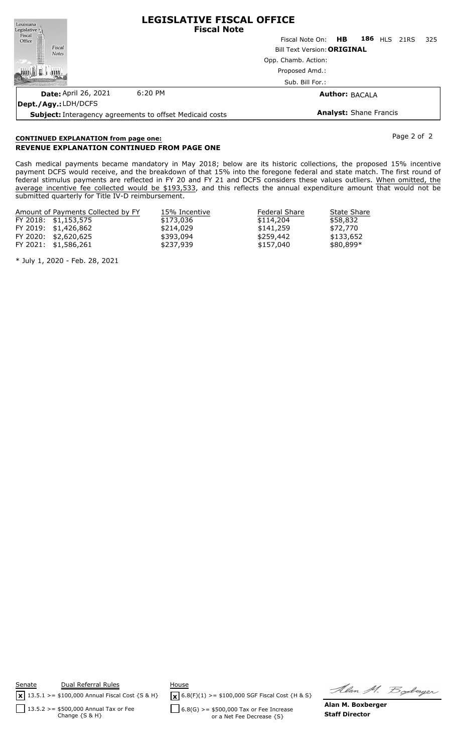# LEGISLATIVE FISCAL OFFICE
**Fiscal Note**

Fiscal Note On: **HB 186** HLS 21RS 325

Bill Text Version: **ORIGINAL**

Opp. Chamb. Action:

Proposed Amd.:

Sub. Bill For.:

**Date:** April 26, 2021 6:20 PM

**Author:** BACALA

**Dept./Agy.:** LDH/DCFS

**Subject:** Interagency agreements to offset Medicaid costs

**Analyst:** Shane Francis

**CONTINUED EXPLANATION from page one:**

**REVENUE EXPLANATION CONTINUED FROM PAGE ONE**

Cash medical payments became mandatory in May 2018; below are its historic collections, the proposed 15% incentive payment DCFS would receive, and the breakdown of that 15% into the foregone federal and state match. The first round of federal stimulus payments are reflected in FY 20 and FY 21 and DCFS considers these values outliers. When omitted, the average incentive fee collected would be $193,533, and this reflects the annual expenditure amount that would not be submitted quarterly for Title IV-D reimbursement.

| Amount of Payments Collected by FY | 15% Incentive | Federal Share | State Share |
|---|---|---|---|
| FY 2018: $1,153,575 | $173,036 | $114,204 | $58,832 |
| FY 2019: $1,426,862 | $214,029 | $141,259 | $72,770 |
| FY 2020: $2,620,625 | $393,094 | $259,442 | $133,652 |
| FY 2021: $1,586,261 | $237,939 | $157,040 | $80,899* |

\* July 1, 2020 - Feb. 28, 2021

| Senate | Dual Referral Rules | House |
|---|---|---|
| [x] 13.5.1 >= $100,000 Annual Fiscal Cost {S & H} | | [x] 6.8(F)(1) >= $100,000 SGF Fiscal Cost {H & S} |
| [ ] 13.5.2 >= $500,000 Annual Tax or Fee Change {S & H} | | [ ] 6.8(G) >= $500,000 Tax or Fee Increase or a Net Fee Decrease {S} |

**Alan M. Boxberger**
**Staff Director**